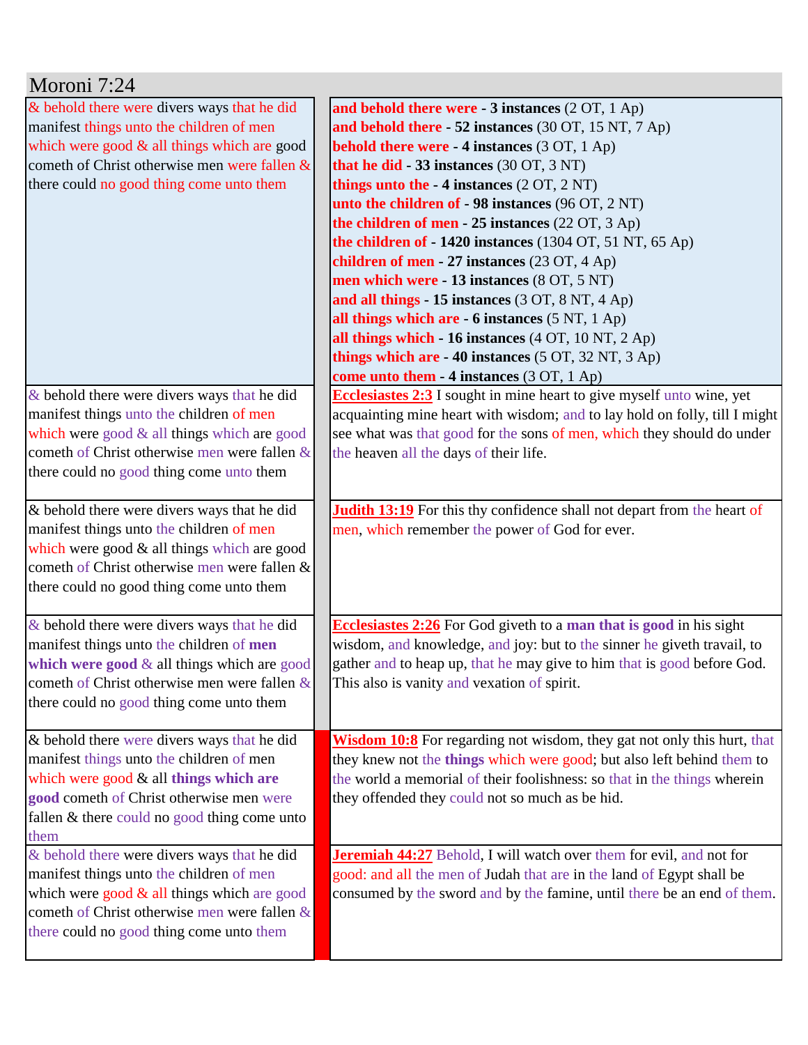# Moroni 7:24

| & behold there were divers ways that he did manifest things unto the children of men which were good & all things which are good cometh of Christ otherwise men were fallen & there could no good thing come unto them | **and behold there were - 3 instances** (2 OT, 1 Ap)<br>**and behold there - 52 instances** (30 OT, 15 NT, 7 Ap)<br>**behold there were - 4 instances** (3 OT, 1 Ap)<br>**that he did - 33 instances** (30 OT, 3 NT)<br>**things unto the - 4 instances** (2 OT, 2 NT)<br>**unto the children of - 98 instances** (96 OT, 2 NT)<br>**the children of men - 25 instances** (22 OT, 3 Ap)<br>**the children of - 1420 instances** (1304 OT, 51 NT, 65 Ap)<br>**children of men - 27 instances** (23 OT, 4 Ap)<br>**men which were - 13 instances** (8 OT, 5 NT)<br>**and all things - 15 instances** (3 OT, 8 NT, 4 Ap)<br>**all things which are - 6 instances** (5 NT, 1 Ap)<br>**all things which - 16 instances** (4 OT, 10 NT, 2 Ap)<br>**things which are - 40 instances** (5 OT, 32 NT, 3 Ap)<br>**come unto them - 4 instances** (3 OT, 1 Ap) |
|---|---|
| & behold there were divers ways that he did manifest things unto the children of men which were good & all things which are good cometh of Christ otherwise men were fallen & there could no good thing come unto them | **Ecclesiastes 2:3** I sought in mine heart to give myself unto wine, yet acquainting mine heart with wisdom; and to lay hold on folly, till I might see what was that good for the sons of men, which they should do under the heaven all the days of their life. |
| & behold there were divers ways that he did manifest things unto the children of men which were good & all things which are good cometh of Christ otherwise men were fallen & there could no good thing come unto them | **Judith 13:19** For this thy confidence shall not depart from the heart of men, which remember the power of God for ever. |
| & behold there were divers ways that he did manifest things unto the children of **men which were good** & all things which are good cometh of Christ otherwise men were fallen & there could no good thing come unto them | **Ecclesiastes 2:26** For God giveth to a **man that is good** in his sight wisdom, and knowledge, and joy: but to the sinner he giveth travail, to gather and to heap up, that he may give to him that is good before God. This also is vanity and vexation of spirit. |
| & behold there were divers ways that he did manifest things unto the children of men which were good & all **things which are good** cometh of Christ otherwise men were fallen & there could no good thing come unto them | **Wisdom 10:8** For regarding not wisdom, they gat not only this hurt, that they knew not the **things** which were good; but also left behind them to the world a memorial of their foolishness: so that in the things wherein they offended they could not so much as be hid. |
| & behold there were divers ways that he did manifest things unto the children of men which were good & all things which are good cometh of Christ otherwise men were fallen & there could no good thing come unto them | **Jeremiah 44:27** Behold, I will watch over them for evil, and not for good: and all the men of Judah that are in the land of Egypt shall be consumed by the sword and by the famine, until there be an end of them. |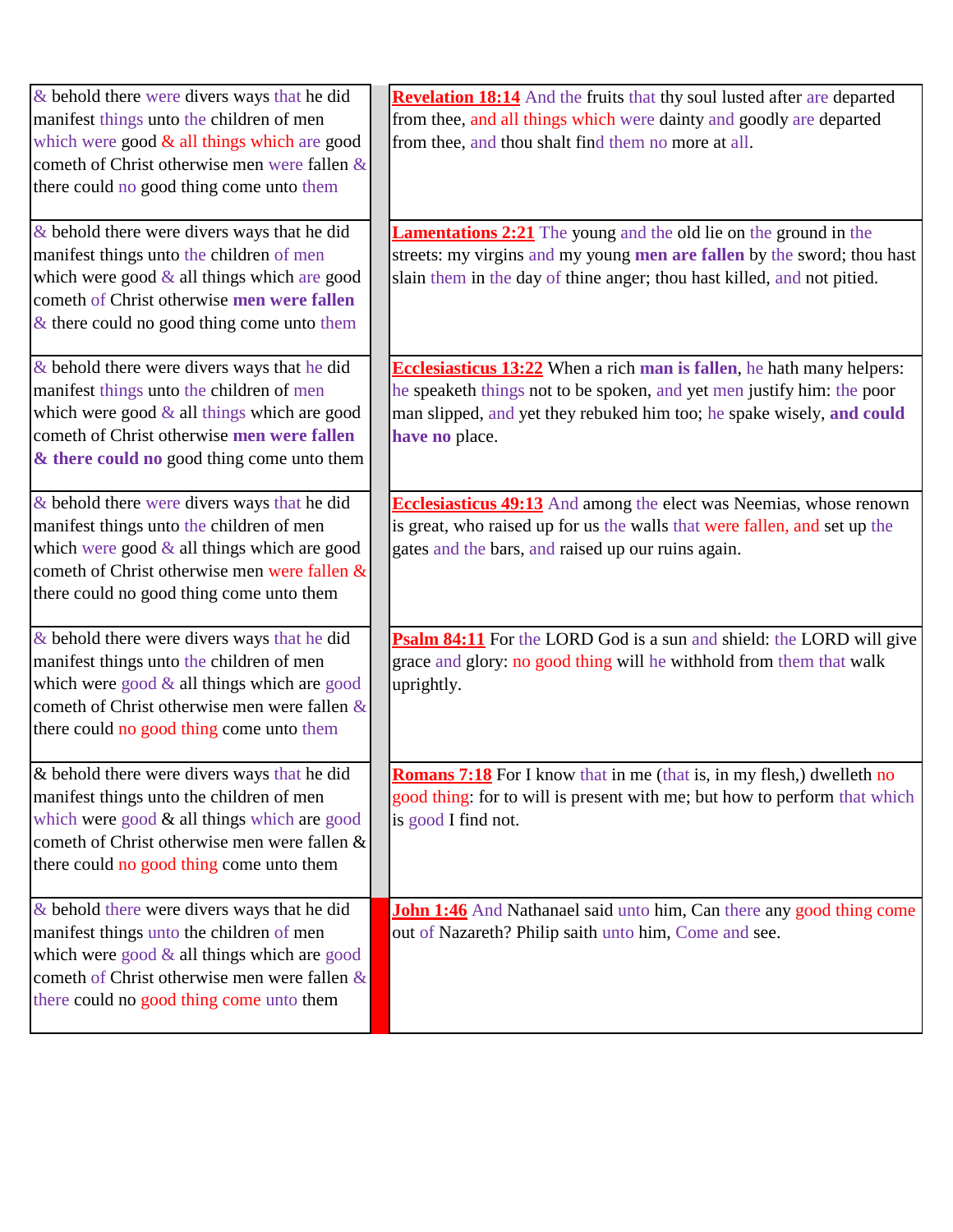| | | |
|---|---|---|
| & behold there were divers ways that he did manifest things unto the children of men which were good & all things which are good cometh of Christ otherwise men were fallen & there could no good thing come unto them | | **Revelation 18:14** And the fruits that thy soul lusted after are departed from thee, and all things which were dainty and goodly are departed from thee, and thou shalt find them no more at all. |
| & behold there were divers ways that he did manifest things unto the children of men which were good & all things which are good cometh of Christ otherwise **men were fallen** & there could no good thing come unto them | | **Lamentations 2:21** The young and the old lie on the ground in the streets: my virgins and my young **men are fallen** by the sword; thou hast slain them in the day of thine anger; thou hast killed, and not pitied. |
| & behold there were divers ways that he did manifest things unto the children of men which were good & all things which are good cometh of Christ otherwise **men were fallen** **& there could no** good thing come unto them | | **Ecclesiasticus 13:22** When a rich **man is fallen**, he hath many helpers: he speaketh things not to be spoken, and yet men justify him: the poor man slipped, and yet they rebuked him too; he spake wisely, **and could have no** place. |
| & behold there were divers ways that he did manifest things unto the children of men which were good & all things which are good cometh of Christ otherwise men were fallen & there could no good thing come unto them | | **Ecclesiasticus 49:13** And among the elect was Neemias, whose renown is great, who raised up for us the walls that were fallen, and set up the gates and the bars, and raised up our ruins again. |
| & behold there were divers ways that he did manifest things unto the children of men which were good & all things which are good cometh of Christ otherwise men were fallen & there could no good thing come unto them | | **Psalm 84:11** For the LORD God is a sun and shield: the LORD will give grace and glory: no good thing will he withhold from them that walk uprightly. |
| & behold there were divers ways that he did manifest things unto the children of men which were good & all things which are good cometh of Christ otherwise men were fallen & there could no good thing come unto them | | **Romans 7:18** For I know that in me (that is, in my flesh,) dwelleth no good thing: for to will is present with me; but how to perform that which is good I find not. |
| & behold there were divers ways that he did manifest things unto the children of men which were good & all things which are good cometh of Christ otherwise men were fallen & there could no good thing come unto them | | **John 1:46** And Nathanael said unto him, Can there any good thing come out of Nazareth? Philip saith unto him, Come and see. |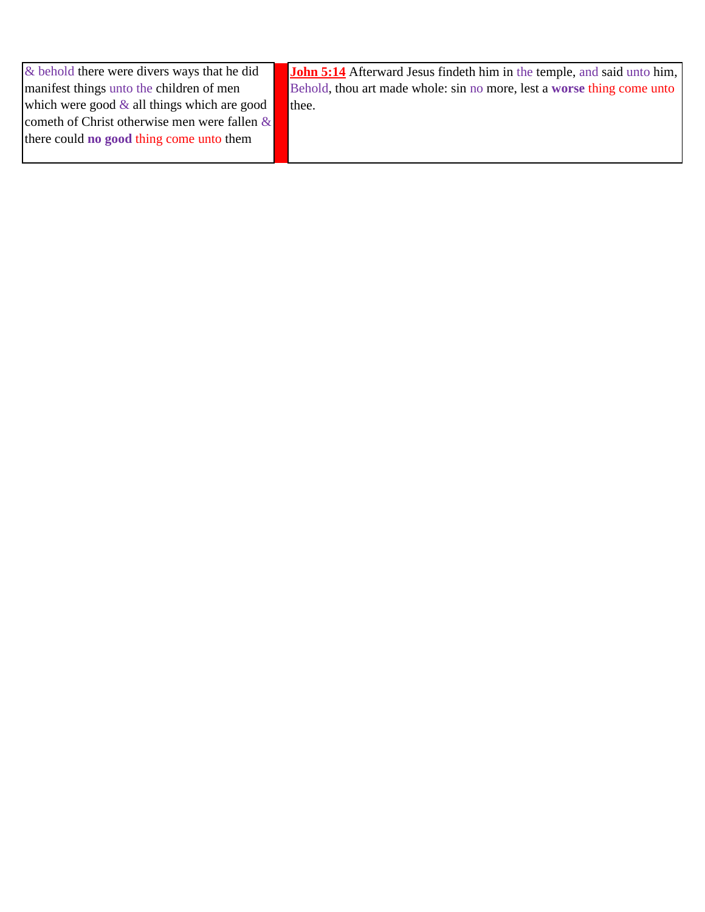| | | |
|---|---|---|
| & behold there were divers ways that he did manifest things unto the children of men which were good & all things which are good cometh of Christ otherwise men were fallen & there could **no good** thing come unto them | | **John 5:14** Afterward Jesus findeth him in the temple, and said unto him, Behold, thou art made whole: sin no more, lest a **worse** thing come unto thee. |